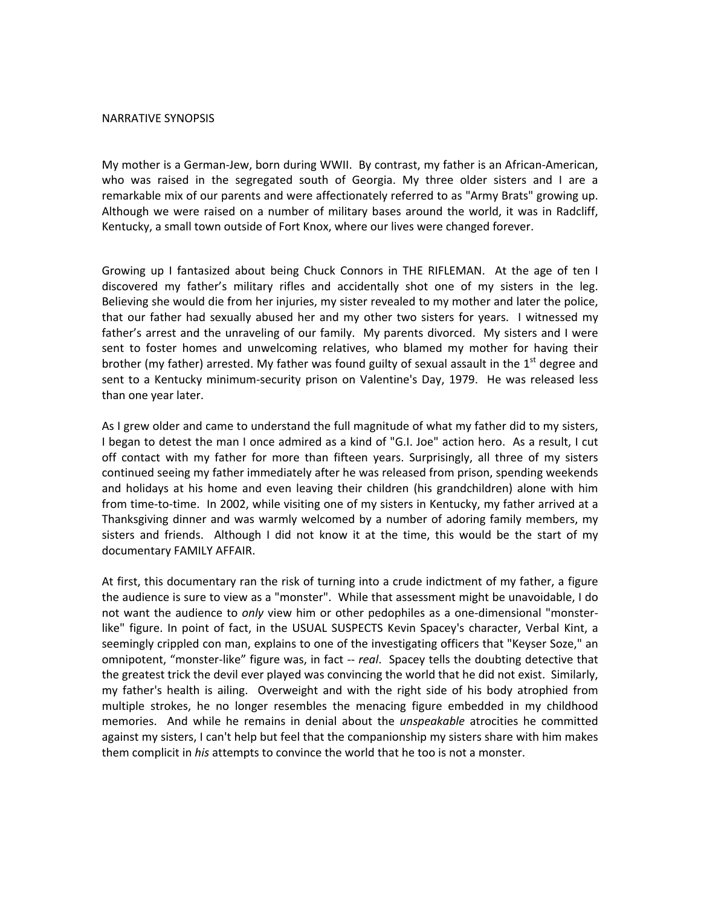NARRATIVE SYNOPSIS

My mother is a German-Jew, born during WWII. By contrast, my father is an African-American, who was raised in the segregated south of Georgia. My three older sisters and I are a remarkable mix of our parents and were affectionately referred to as "Army Brats" growing up. Although we were raised on a number of military bases around the world, it was in Radcliff, Kentucky, a small town outside of Fort Knox, where our lives were changed forever.

Growing up I fantasized about being Chuck Connors in THE RIFLEMAN. At the age of ten I discovered my father's military rifles and accidentally shot one of my sisters in the leg. Believing she would die from her injuries, my sister revealed to my mother and later the police, that our father had sexually abused her and my other two sisters for years. I witnessed my father's arrest and the unraveling of our family. My parents divorced. My sisters and I were sent to foster homes and unwelcoming relatives, who blamed my mother for having their brother (my father) arrested. My father was found guilty of sexual assault in the 1st degree and sent to a Kentucky minimum-security prison on Valentine's Day, 1979. He was released less than one year later.

As I grew older and came to understand the full magnitude of what my father did to my sisters, I began to detest the man I once admired as a kind of "G.I. Joe" action hero. As a result, I cut off contact with my father for more than fifteen years. Surprisingly, all three of my sisters continued seeing my father immediately after he was released from prison, spending weekends and holidays at his home and even leaving their children (his grandchildren) alone with him from time-to-time. In 2002, while visiting one of my sisters in Kentucky, my father arrived at a Thanksgiving dinner and was warmly welcomed by a number of adoring family members, my sisters and friends. Although I did not know it at the time, this would be the start of my documentary FAMILY AFFAIR.

At first, this documentary ran the risk of turning into a crude indictment of my father, a figure the audience is sure to view as a "monster". While that assessment might be unavoidable, I do not want the audience to *only* view him or other pedophiles as a one-dimensional "monster-like" figure. In point of fact, in the USUAL SUSPECTS Kevin Spacey's character, Verbal Kint, a seemingly crippled con man, explains to one of the investigating officers that "Keyser Soze," an omnipotent, "monster-like" figure was, in fact -- *real*. Spacey tells the doubting detective that the greatest trick the devil ever played was convincing the world that he did not exist. Similarly, my father's health is ailing. Overweight and with the right side of his body atrophied from multiple strokes, he no longer resembles the menacing figure embedded in my childhood memories. And while he remains in denial about the *unspeakable* atrocities he committed against my sisters, I can't help but feel that the companionship my sisters share with him makes them complicit in *his* attempts to convince the world that he too is not a monster.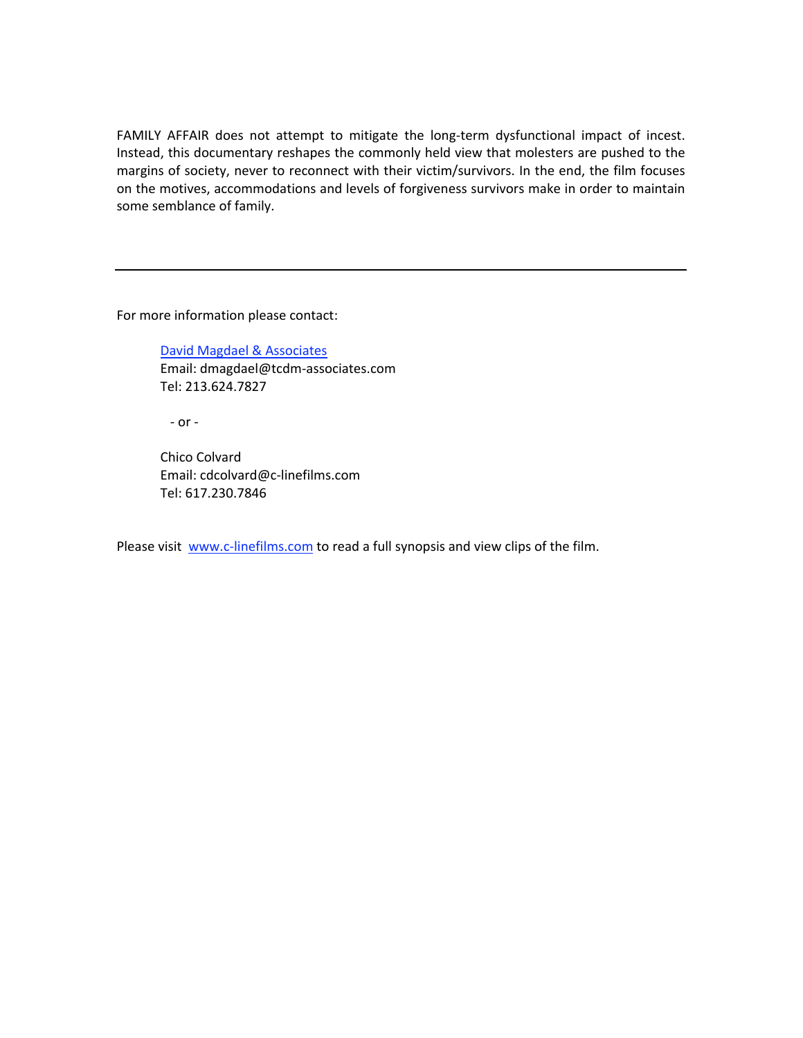FAMILY AFFAIR does not attempt to mitigate the long-term dysfunctional impact of incest. Instead, this documentary reshapes the commonly held view that molesters are pushed to the margins of society, never to reconnect with their victim/survivors. In the end, the film focuses on the motives, accommodations and levels of forgiveness survivors make in order to maintain some semblance of family.

---

For more information please contact:

David Magdael & Associates
Email: dmagdael@tcdm-associates.com
Tel: 213.624.7827

- or -

Chico Colvard
Email: cdcolvard@c-linefilms.com
Tel: 617.230.7846

Please visit www.c-linefilms.com to read a full synopsis and view clips of the film.